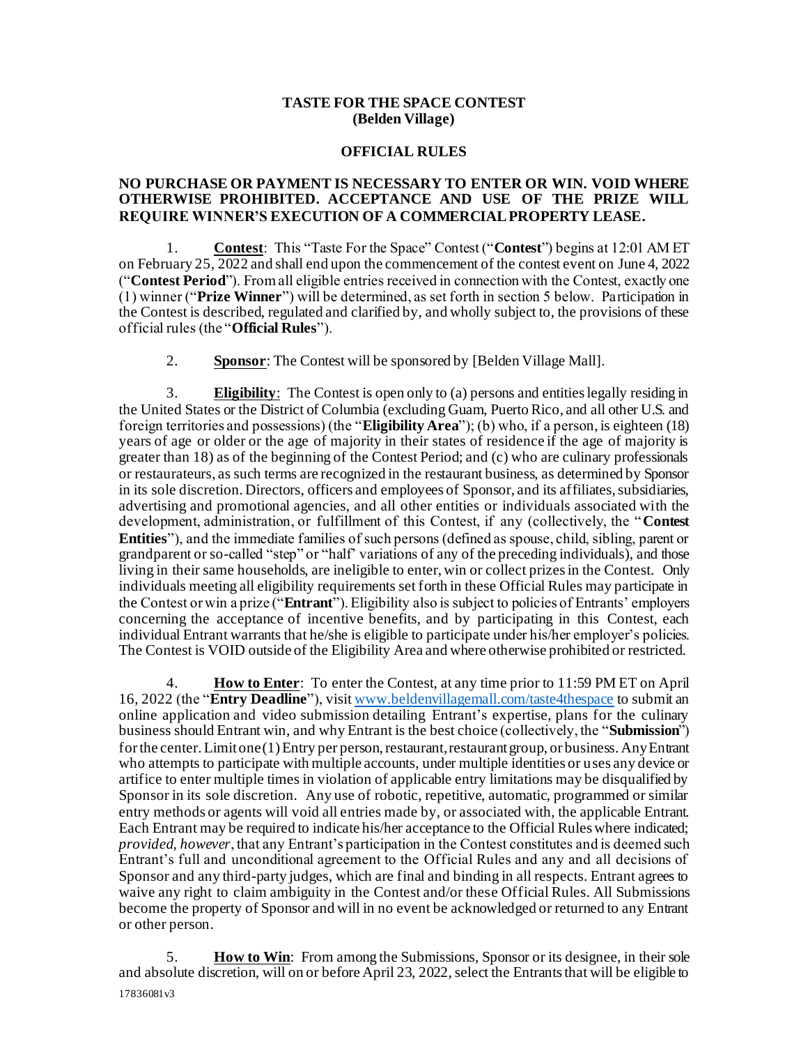**TASTE FOR THE SPACE CONTEST**
**(Belden Village)**

**OFFICIAL RULES**

**NO PURCHASE OR PAYMENT IS NECESSARY TO ENTER OR WIN. VOID WHERE OTHERWISE PROHIBITED. ACCEPTANCE AND USE OF THE PRIZE WILL REQUIRE WINNER'S EXECUTION OF A COMMERCIAL PROPERTY LEASE.**

1. **Contest**: This "Taste For the Space" Contest ("**Contest**") begins at 12:01 AM ET on February 25, 2022 and shall end upon the commencement of the contest event on June 4, 2022 ("**Contest Period**"). From all eligible entries received in connection with the Contest, exactly one (1) winner ("**Prize Winner**") will be determined, as set forth in section 5 below. Participation in the Contest is described, regulated and clarified by, and wholly subject to, the provisions of these official rules (the "**Official Rules**").

2. **Sponsor**: The Contest will be sponsored by [Belden Village Mall].

3. **Eligibility**: The Contest is open only to (a) persons and entities legally residing in the United States or the District of Columbia (excluding Guam, Puerto Rico, and all other U.S. and foreign territories and possessions) (the "**Eligibility Area**"); (b) who, if a person, is eighteen (18) years of age or older or the age of majority in their states of residence if the age of majority is greater than 18) as of the beginning of the Contest Period; and (c) who are culinary professionals or restaurateurs, as such terms are recognized in the restaurant business, as determined by Sponsor in its sole discretion. Directors, officers and employees of Sponsor, and its affiliates, subsidiaries, advertising and promotional agencies, and all other entities or individuals associated with the development, administration, or fulfillment of this Contest, if any (collectively, the "**Contest Entities**"), and the immediate families of such persons (defined as spouse, child, sibling, parent or grandparent or so-called "step" or "half" variations of any of the preceding individuals), and those living in their same households, are ineligible to enter, win or collect prizes in the Contest. Only individuals meeting all eligibility requirements set forth in these Official Rules may participate in the Contest or win a prize ("**Entrant**"). Eligibility also is subject to policies of Entrants' employers concerning the acceptance of incentive benefits, and by participating in this Contest, each individual Entrant warrants that he/she is eligible to participate under his/her employer's policies. The Contest is VOID outside of the Eligibility Area and where otherwise prohibited or restricted.

4. **How to Enter**: To enter the Contest, at any time prior to 11:59 PM ET on April 16, 2022 (the "**Entry Deadline**"), visit www.beldenvillagemall.com/taste4thespace to submit an online application and video submission detailing Entrant's expertise, plans for the culinary business should Entrant win, and why Entrant is the best choice (collectively, the "**Submission**") for the center. Limit one (1) Entry per person, restaurant, restaurant group, or business. Any Entrant who attempts to participate with multiple accounts, under multiple identities or uses any device or artifice to enter multiple times in violation of applicable entry limitations may be disqualified by Sponsor in its sole discretion. Any use of robotic, repetitive, automatic, programmed or similar entry methods or agents will void all entries made by, or associated with, the applicable Entrant. Each Entrant may be required to indicate his/her acceptance to the Official Rules where indicated; *provided, however*, that any Entrant's participation in the Contest constitutes and is deemed such Entrant's full and unconditional agreement to the Official Rules and any and all decisions of Sponsor and any third-party judges, which are final and binding in all respects. Entrant agrees to waive any right to claim ambiguity in the Contest and/or these Official Rules. All Submissions become the property of Sponsor and will in no event be acknowledged or returned to any Entrant or other person.

5. **How to Win**: From among the Submissions, Sponsor or its designee, in their sole and absolute discretion, will on or before April 23, 2022, select the Entrants that will be eligible to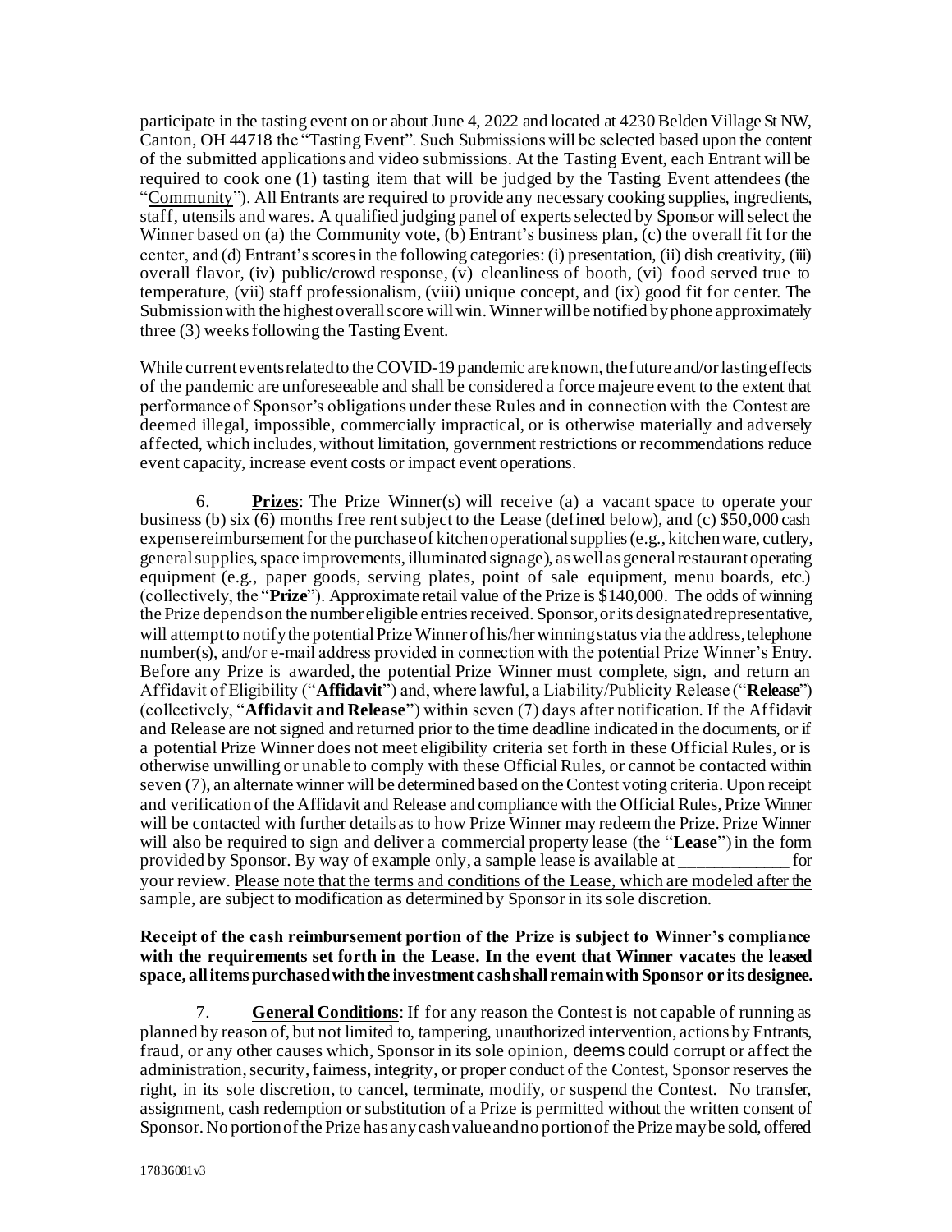participate in the tasting event on or about June 4, 2022 and located at 4230 Belden Village St NW, Canton, OH 44718 the "Tasting Event". Such Submissions will be selected based upon the content of the submitted applications and video submissions. At the Tasting Event, each Entrant will be required to cook one (1) tasting item that will be judged by the Tasting Event attendees (the "Community"). All Entrants are required to provide any necessary cooking supplies, ingredients, staff, utensils and wares. A qualified judging panel of experts selected by Sponsor will select the Winner based on (a) the Community vote, (b) Entrant's business plan, (c) the overall fit for the center, and (d) Entrant's scores in the following categories: (i) presentation, (ii) dish creativity, (iii) overall flavor, (iv) public/crowd response, (v) cleanliness of booth, (vi) food served true to temperature, (vii) staff professionalism, (viii) unique concept, and (ix) good fit for center. The Submission with the highest overall score will win. Winner will be notified by phone approximately three (3) weeks following the Tasting Event.

While current events related to the COVID-19 pandemic are known, the future and/or lasting effects of the pandemic are unforeseeable and shall be considered a force majeure event to the extent that performance of Sponsor's obligations under these Rules and in connection with the Contest are deemed illegal, impossible, commercially impractical, or is otherwise materially and adversely affected, which includes, without limitation, government restrictions or recommendations reduce event capacity, increase event costs or impact event operations.

6. **Prizes**: The Prize Winner(s) will receive (a) a vacant space to operate your business (b) six (6) months free rent subject to the Lease (defined below), and (c) $50,000 cash expense reimbursement for the purchase of kitchen operational supplies (e.g., kitchen ware, cutlery, general supplies, space improvements, illuminated signage), as well as general restaurant operating equipment (e.g., paper goods, serving plates, point of sale equipment, menu boards, etc.) (collectively, the "**Prize**"). Approximate retail value of the Prize is $140,000. The odds of winning the Prize depends on the number eligible entries received. Sponsor, or its designated representative, will attempt to notify the potential Prize Winner of his/her winning status via the address, telephone number(s), and/or e-mail address provided in connection with the potential Prize Winner's Entry. Before any Prize is awarded, the potential Prize Winner must complete, sign, and return an Affidavit of Eligibility ("**Affidavit**") and, where lawful, a Liability/Publicity Release ("**Release**") (collectively, "**Affidavit and Release**") within seven (7) days after notification. If the Affidavit and Release are not signed and returned prior to the time deadline indicated in the documents, or if a potential Prize Winner does not meet eligibility criteria set forth in these Official Rules, or is otherwise unwilling or unable to comply with these Official Rules, or cannot be contacted within seven (7), an alternate winner will be determined based on the Contest voting criteria. Upon receipt and verification of the Affidavit and Release and compliance with the Official Rules, Prize Winner will be contacted with further details as to how Prize Winner may redeem the Prize. Prize Winner will also be required to sign and deliver a commercial property lease (the "**Lease**") in the form provided by Sponsor. By way of example only, a sample lease is available at ____________ for your review. Please note that the terms and conditions of the Lease, which are modeled after the sample, are subject to modification as determined by Sponsor in its sole discretion.

**Receipt of the cash reimbursement portion of the Prize is subject to Winner's compliance with the requirements set forth in the Lease. In the event that Winner vacates the leased space, all items purchased with the investment cash shall remain with Sponsor or its designee.**

7. **General Conditions**: If for any reason the Contest is not capable of running as planned by reason of, but not limited to, tampering, unauthorized intervention, actions by Entrants, fraud, or any other causes which, Sponsor in its sole opinion, deems could corrupt or affect the administration, security, fairness, integrity, or proper conduct of the Contest, Sponsor reserves the right, in its sole discretion, to cancel, terminate, modify, or suspend the Contest. No transfer, assignment, cash redemption or substitution of a Prize is permitted without the written consent of Sponsor. No portion of the Prize has any cash value and no portion of the Prize may be sold, offered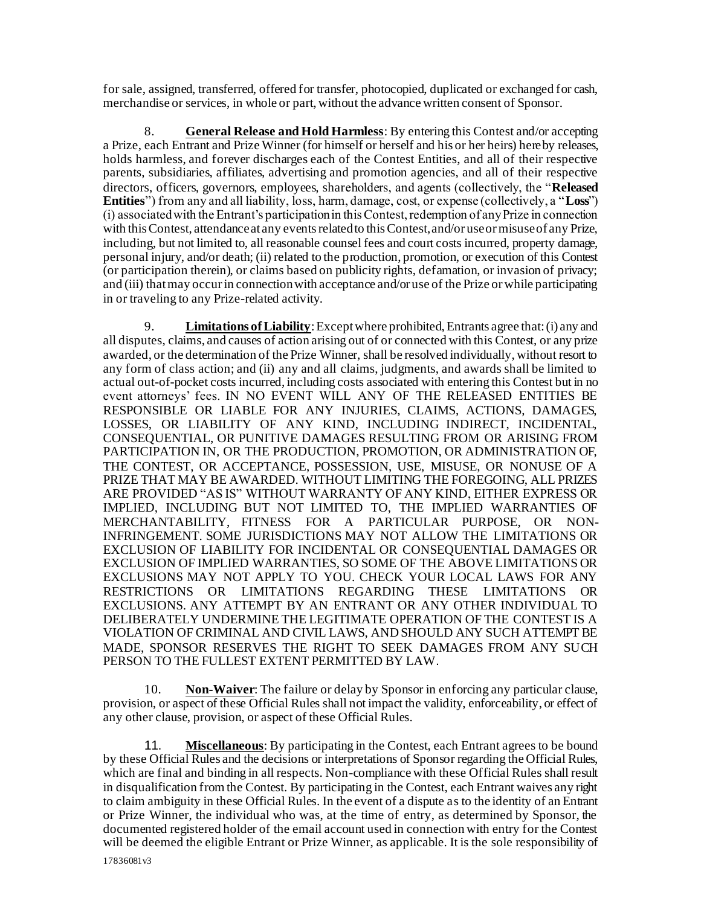for sale, assigned, transferred, offered for transfer, photocopied, duplicated or exchanged for cash, merchandise or services, in whole or part, without the advance written consent of Sponsor.

8. **General Release and Hold Harmless**: By entering this Contest and/or accepting a Prize, each Entrant and Prize Winner (for himself or herself and his or her heirs) hereby releases, holds harmless, and forever discharges each of the Contest Entities, and all of their respective parents, subsidiaries, affiliates, advertising and promotion agencies, and all of their respective directors, officers, governors, employees, shareholders, and agents (collectively, the "**Released Entities**") from any and all liability, loss, harm, damage, cost, or expense (collectively, a "**Loss**") (i) associated with the Entrant's participation in this Contest, redemption of any Prize in connection with this Contest, attendance at any events related to this Contest, and/or use or misuse of any Prize, including, but not limited to, all reasonable counsel fees and court costs incurred, property damage, personal injury, and/or death; (ii) related to the production, promotion, or execution of this Contest (or participation therein), or claims based on publicity rights, defamation, or invasion of privacy; and (iii) that may occur in connection with acceptance and/or use of the Prize or while participating in or traveling to any Prize-related activity.

9. **Limitations of Liability**: Except where prohibited, Entrants agree that: (i) any and all disputes, claims, and causes of action arising out of or connected with this Contest, or any prize awarded, or the determination of the Prize Winner, shall be resolved individually, without resort to any form of class action; and (ii) any and all claims, judgments, and awards shall be limited to actual out-of-pocket costs incurred, including costs associated with entering this Contest but in no event attorneys' fees. IN NO EVENT WILL ANY OF THE RELEASED ENTITIES BE RESPONSIBLE OR LIABLE FOR ANY INJURIES, CLAIMS, ACTIONS, DAMAGES, LOSSES, OR LIABILITY OF ANY KIND, INCLUDING INDIRECT, INCIDENTAL, CONSEQUENTIAL, OR PUNITIVE DAMAGES RESULTING FROM OR ARISING FROM PARTICIPATION IN, OR THE PRODUCTION, PROMOTION, OR ADMINISTRATION OF, THE CONTEST, OR ACCEPTANCE, POSSESSION, USE, MISUSE, OR NONUSE OF A PRIZE THAT MAY BE AWARDED. WITHOUT LIMITING THE FOREGOING, ALL PRIZES ARE PROVIDED "AS IS" WITHOUT WARRANTY OF ANY KIND, EITHER EXPRESS OR IMPLIED, INCLUDING BUT NOT LIMITED TO, THE IMPLIED WARRANTIES OF MERCHANTABILITY, FITNESS FOR A PARTICULAR PURPOSE, OR NON-INFRINGEMENT. SOME JURISDICTIONS MAY NOT ALLOW THE LIMITATIONS OR EXCLUSION OF LIABILITY FOR INCIDENTAL OR CONSEQUENTIAL DAMAGES OR EXCLUSION OF IMPLIED WARRANTIES, SO SOME OF THE ABOVE LIMITATIONS OR EXCLUSIONS MAY NOT APPLY TO YOU. CHECK YOUR LOCAL LAWS FOR ANY RESTRICTIONS OR LIMITATIONS REGARDING THESE LIMITATIONS OR EXCLUSIONS. ANY ATTEMPT BY AN ENTRANT OR ANY OTHER INDIVIDUAL TO DELIBERATELY UNDERMINE THE LEGITIMATE OPERATION OF THE CONTEST IS A VIOLATION OF CRIMINAL AND CIVIL LAWS, AND SHOULD ANY SUCH ATTEMPT BE MADE, SPONSOR RESERVES THE RIGHT TO SEEK DAMAGES FROM ANY SUCH PERSON TO THE FULLEST EXTENT PERMITTED BY LAW.

10. **Non-Waiver**: The failure or delay by Sponsor in enforcing any particular clause, provision, or aspect of these Official Rules shall not impact the validity, enforceability, or effect of any other clause, provision, or aspect of these Official Rules.

11. **Miscellaneous**: By participating in the Contest, each Entrant agrees to be bound by these Official Rules and the decisions or interpretations of Sponsor regarding the Official Rules, which are final and binding in all respects. Non-compliance with these Official Rules shall result in disqualification from the Contest. By participating in the Contest, each Entrant waives any right to claim ambiguity in these Official Rules. In the event of a dispute as to the identity of an Entrant or Prize Winner, the individual who was, at the time of entry, as determined by Sponsor, the documented registered holder of the email account used in connection with entry for the Contest will be deemed the eligible Entrant or Prize Winner, as applicable. It is the sole responsibility of

17836081v3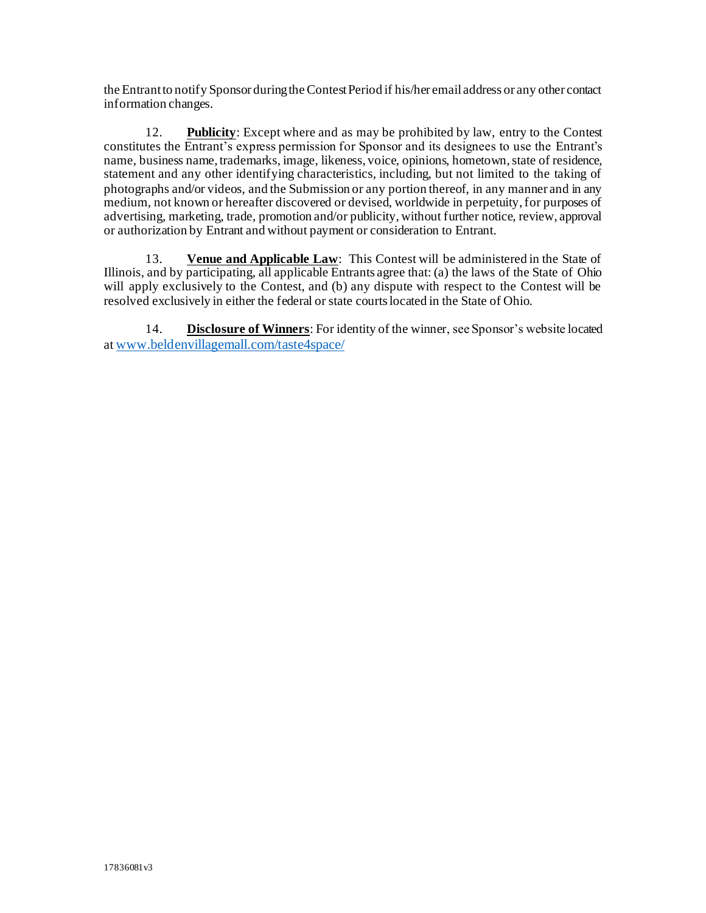the Entrant to notify Sponsor during the Contest Period if his/her email address or any other contact information changes.

12. **Publicity**: Except where and as may be prohibited by law, entry to the Contest constitutes the Entrant's express permission for Sponsor and its designees to use the Entrant's name, business name, trademarks, image, likeness, voice, opinions, hometown, state of residence, statement and any other identifying characteristics, including, but not limited to the taking of photographs and/or videos, and the Submission or any portion thereof, in any manner and in any medium, not known or hereafter discovered or devised, worldwide in perpetuity, for purposes of advertising, marketing, trade, promotion and/or publicity, without further notice, review, approval or authorization by Entrant and without payment or consideration to Entrant.

13. **Venue and Applicable Law**: This Contest will be administered in the State of Illinois, and by participating, all applicable Entrants agree that: (a) the laws of the State of Ohio will apply exclusively to the Contest, and (b) any dispute with respect to the Contest will be resolved exclusively in either the federal or state courts located in the State of Ohio.

14. **Disclosure of Winners**: For identity of the winner, see Sponsor's website located at [www.beldenvillagemall.com/taste4space/](http://www.beldenvillagemall.com/taste4space/)

17836081v3